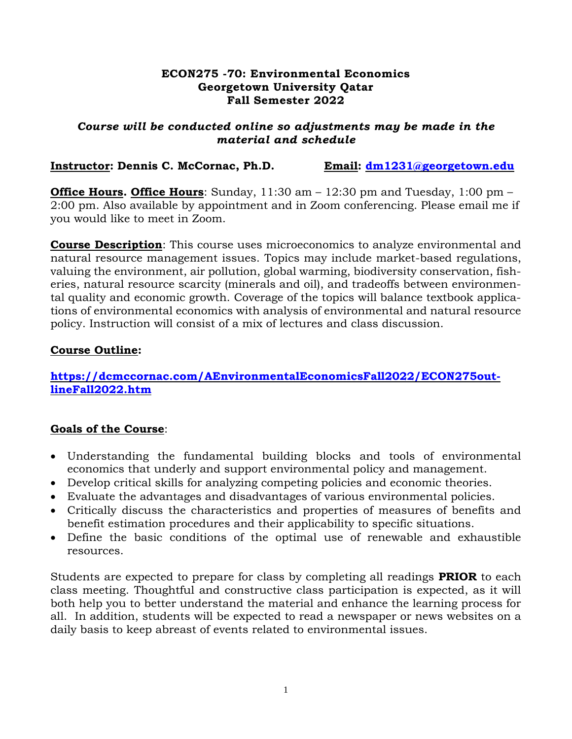**ECON275 -70: Environmental Economics**
**Georgetown University Qatar**
**Fall Semester 2022**

***Course will be conducted online so adjustments may be made in the material and schedule***

**Instructor: Dennis C. McCornac, Ph.D.** **Email: dm1231@georgetown.edu**

**Office Hours. Office Hours**: Sunday, 11:30 am – 12:30 pm and Tuesday, 1:00 pm – 2:00 pm. Also available by appointment and in Zoom conferencing. Please email me if you would like to meet in Zoom.

**Course Description**: This course uses microeconomics to analyze environmental and natural resource management issues. Topics may include market-based regulations, valuing the environment, air pollution, global warming, biodiversity conservation, fisheries, natural resource scarcity (minerals and oil), and tradeoffs between environmental quality and economic growth. Coverage of the topics will balance textbook applications of environmental economics with analysis of environmental and natural resource policy. Instruction will consist of a mix of lectures and class discussion.

**Course Outline:**

**https://dcmccornac.com/AEnvironmentalEconomicsFall2022/ECON275outlineFall2022.htm**

**Goals of the Course**:

- Understanding the fundamental building blocks and tools of environmental economics that underly and support environmental policy and management.
- Develop critical skills for analyzing competing policies and economic theories.
- Evaluate the advantages and disadvantages of various environmental policies.
- Critically discuss the characteristics and properties of measures of benefits and benefit estimation procedures and their applicability to specific situations.
- Define the basic conditions of the optimal use of renewable and exhaustible resources.

Students are expected to prepare for class by completing all readings **PRIOR** to each class meeting. Thoughtful and constructive class participation is expected, as it will both help you to better understand the material and enhance the learning process for all. In addition, students will be expected to read a newspaper or news websites on a daily basis to keep abreast of events related to environmental issues.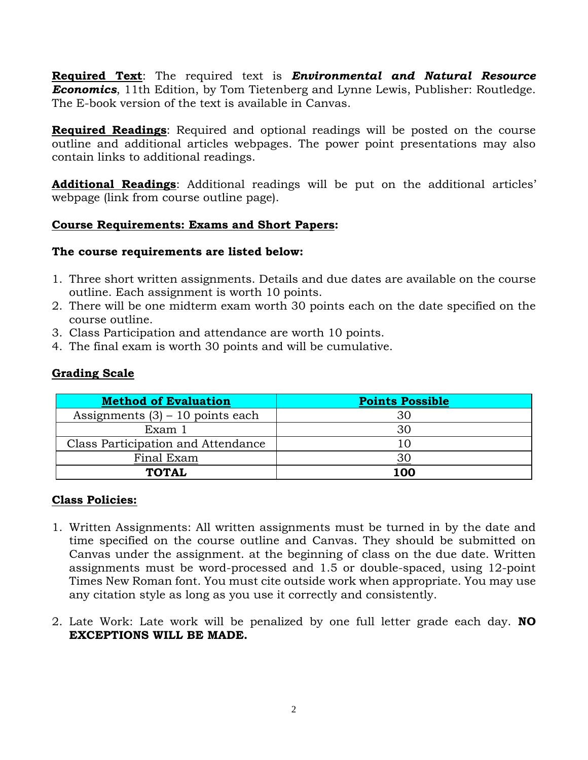**Required Text**: The required text is ***Environmental and Natural Resource Economics***, 11th Edition, by Tom Tietenberg and Lynne Lewis, Publisher: Routledge. The E-book version of the text is available in Canvas.

**Required Readings**: Required and optional readings will be posted on the course outline and additional articles webpages. The power point presentations may also contain links to additional readings.

**Additional Readings**: Additional readings will be put on the additional articles' webpage (link from course outline page).

**Course Requirements: Exams and Short Papers:**

**The course requirements are listed below:**

1. Three short written assignments. Details and due dates are available on the course outline. Each assignment is worth 10 points.
2. There will be one midterm exam worth 30 points each on the date specified on the course outline.
3. Class Participation and attendance are worth 10 points.
4. The final exam is worth 30 points and will be cumulative.

**Grading Scale**

| Method of Evaluation | Points Possible |
|---|---|
| Assignments (3) – 10 points each | 30 |
| Exam 1 | 30 |
| Class Participation and Attendance | 10 |
| Final Exam | 30 |
| **TOTAL** | **100** |

**Class Policies:**

1. Written Assignments: All written assignments must be turned in by the date and time specified on the course outline and Canvas. They should be submitted on Canvas under the assignment. at the beginning of class on the due date. Written assignments must be word-processed and 1.5 or double-spaced, using 12-point Times New Roman font. You must cite outside work when appropriate. You may use any citation style as long as you use it correctly and consistently.

2. Late Work: Late work will be penalized by one full letter grade each day. **NO EXCEPTIONS WILL BE MADE.**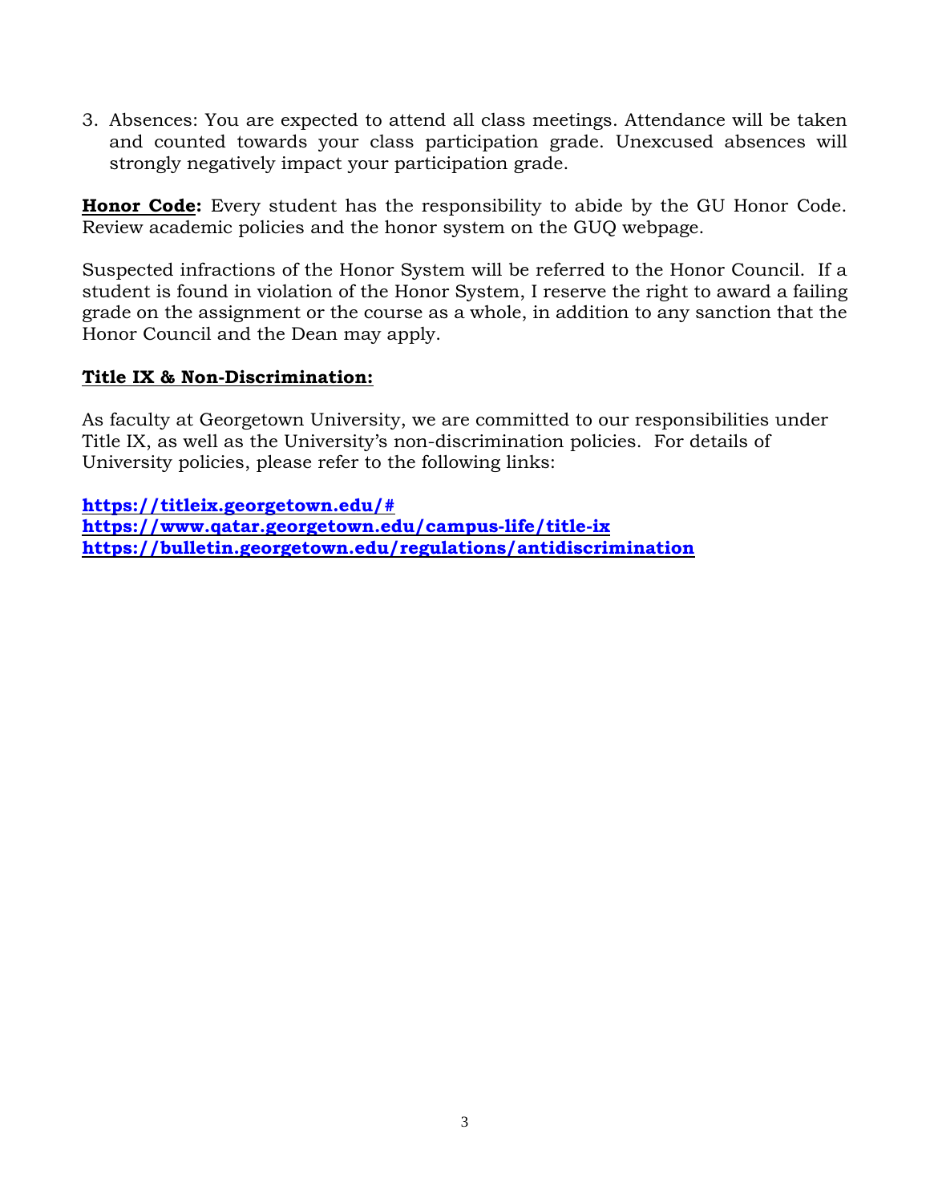3. Absences: You are expected to attend all class meetings. Attendance will be taken and counted towards your class participation grade. Unexcused absences will strongly negatively impact your participation grade.

**Honor Code:** Every student has the responsibility to abide by the GU Honor Code. Review academic policies and the honor system on the GUQ webpage.

Suspected infractions of the Honor System will be referred to the Honor Council. If a student is found in violation of the Honor System, I reserve the right to award a failing grade on the assignment or the course as a whole, in addition to any sanction that the Honor Council and the Dean may apply.

**Title IX & Non-Discrimination:**

As faculty at Georgetown University, we are committed to our responsibilities under Title IX, as well as the University's non-discrimination policies. For details of University policies, please refer to the following links:

**https://titleix.georgetown.edu/#**
**https://www.qatar.georgetown.edu/campus-life/title-ix**
**https://bulletin.georgetown.edu/regulations/antidiscrimination**